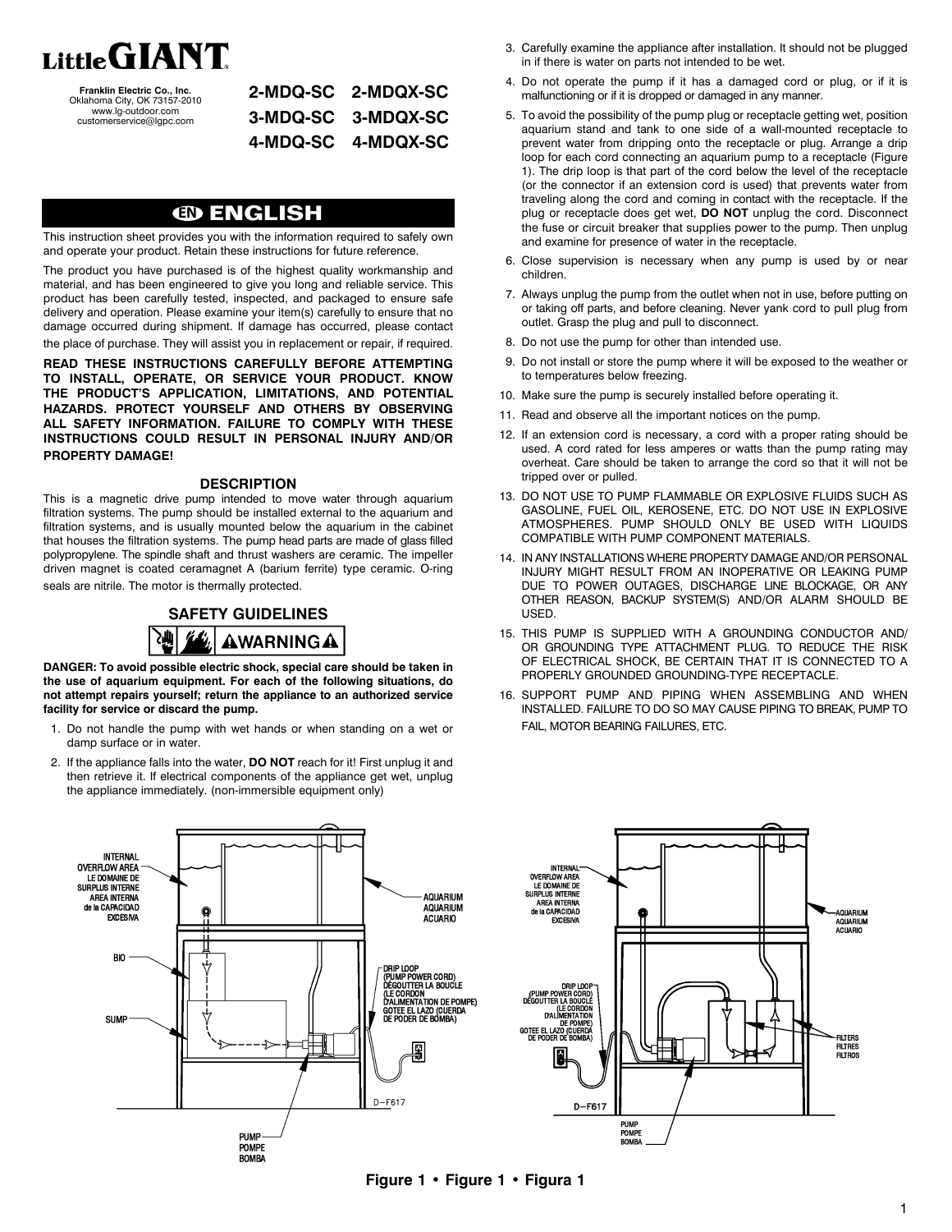Little GIANT

Franklin Electric Co., Inc.
Oklahoma City, OK 73157-2010
www.lg-outdoor.com
customerservice@lgpc.com

**2-MDQ-SC 2-MDQX-SC**
**3-MDQ-SC 3-MDQX-SC**
**4-MDQ-SC 4-MDQX-SC**

# ENGLISH

This instruction sheet provides you with the information required to safely own and operate your product. Retain these instructions for future reference.

The product you have purchased is of the highest quality workmanship and material, and has been engineered to give you long and reliable service. This product has been carefully tested, inspected, and packaged to ensure safe delivery and operation. Please examine your item(s) carefully to ensure that no damage occurred during shipment. If damage has occurred, please contact the place of purchase. They will assist you in replacement or repair, if required.

**READ THESE INSTRUCTIONS CAREFULLY BEFORE ATTEMPTING TO INSTALL, OPERATE, OR SERVICE YOUR PRODUCT. KNOW THE PRODUCT'S APPLICATION, LIMITATIONS, AND POTENTIAL HAZARDS. PROTECT YOURSELF AND OTHERS BY OBSERVING ALL SAFETY INFORMATION. FAILURE TO COMPLY WITH THESE INSTRUCTIONS COULD RESULT IN PERSONAL INJURY AND/OR PROPERTY DAMAGE!**

## DESCRIPTION

This is a magnetic drive pump intended to move water through aquarium filtration systems. The pump should be installed external to the aquarium and filtration systems, and is usually mounted below the aquarium in the cabinet that houses the filtration systems. The pump head parts are made of glass filled polypropylene. The spindle shaft and thrust washers are ceramic. The impeller driven magnet is coated ceramagnet A (barium ferrite) type ceramic. O-ring seals are nitrile. The motor is thermally protected.

## SAFETY GUIDELINES

⚠WARNING⚠

**DANGER: To avoid possible electric shock, special care should be taken in the use of aquarium equipment. For each of the following situations, do not attempt repairs yourself; return the appliance to an authorized service facility for service or discard the pump.**

1. Do not handle the pump with wet hands or when standing on a wet or damp surface or in water.
2. If the appliance falls into the water, **DO NOT** reach for it! First unplug it and then retrieve it. If electrical components of the appliance get wet, unplug the appliance immediately. (non-immersible equipment only)
3. Carefully examine the appliance after installation. It should not be plugged in if there is water on parts not intended to be wet.
4. Do not operate the pump if it has a damaged cord or plug, or if it is malfunctioning or if it is dropped or damaged in any manner.
5. To avoid the possibility of the pump plug or receptacle getting wet, position aquarium stand and tank to one side of a wall-mounted receptacle to prevent water from dripping onto the receptacle or plug. Arrange a drip loop for each cord connecting an aquarium pump to a receptacle (Figure 1). The drip loop is that part of the cord below the level of the receptacle (or the connector if an extension cord is used) that prevents water from traveling along the cord and coming in contact with the receptacle. If the plug or receptacle does get wet, **DO NOT** unplug the cord. Disconnect the fuse or circuit breaker that supplies power to the pump. Then unplug and examine for presence of water in the receptacle.
6. Close supervision is necessary when any pump is used by or near children.
7. Always unplug the pump from the outlet when not in use, before putting on or taking off parts, and before cleaning. Never yank cord to pull plug from outlet. Grasp the plug and pull to disconnect.
8. Do not use the pump for other than intended use.
9. Do not install or store the pump where it will be exposed to the weather or to temperatures below freezing.
10. Make sure the pump is securely installed before operating it.
11. Read and observe all the important notices on the pump.
12. If an extension cord is necessary, a cord with a proper rating should be used. A cord rated for less amperes or watts than the pump rating may overheat. Care should be taken to arrange the cord so that it will not be tripped over or pulled.
13. DO NOT USE TO PUMP FLAMMABLE OR EXPLOSIVE FLUIDS SUCH AS GASOLINE, FUEL OIL, KEROSENE, ETC. DO NOT USE IN EXPLOSIVE ATMOSPHERES. PUMP SHOULD ONLY BE USED WITH LIQUIDS COMPATIBLE WITH PUMP COMPONENT MATERIALS.
14. IN ANY INSTALLATIONS WHERE PROPERTY DAMAGE AND/OR PERSONAL INJURY MIGHT RESULT FROM AN INOPERATIVE OR LEAKING PUMP DUE TO POWER OUTAGES, DISCHARGE LINE BLOCKAGE, OR ANY OTHER REASON, BACKUP SYSTEM(S) AND/OR ALARM SHOULD BE USED.
15. THIS PUMP IS SUPPLIED WITH A GROUNDING CONDUCTOR AND/OR GROUNDING TYPE ATTACHMENT PLUG. TO REDUCE THE RISK OF ELECTRICAL SHOCK, BE CERTAIN THAT IT IS CONNECTED TO A PROPERLY GROUNDED GROUNDING-TYPE RECEPTACLE.
16. SUPPORT PUMP AND PIPING WHEN ASSEMBLING AND WHEN INSTALLED. FAILURE TO DO SO MAY CAUSE PIPING TO BREAK, PUMP TO FAIL, MOTOR BEARING FAILURES, ETC.

**Figure 1 • Figure 1 • Figura 1**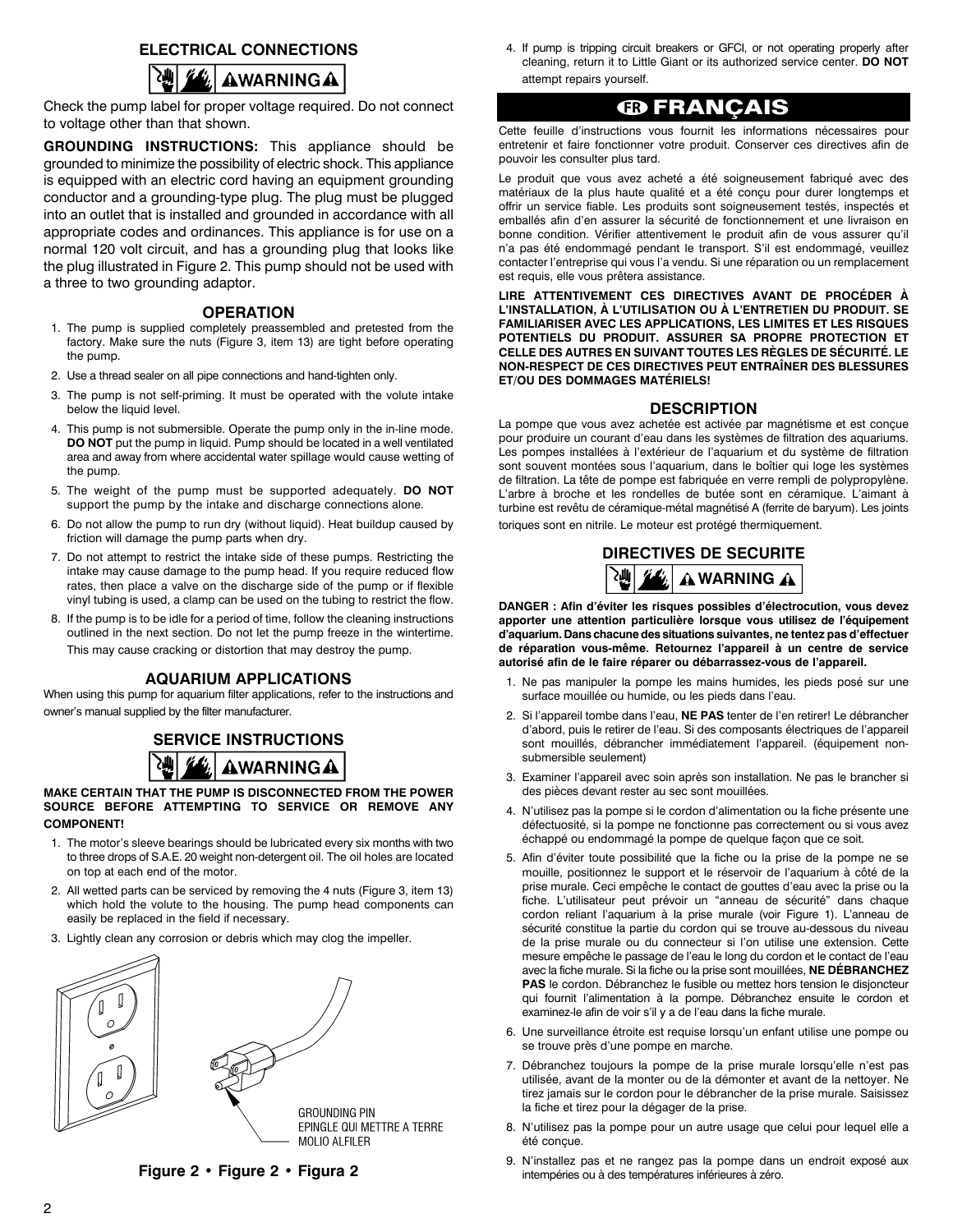## ELECTRICAL CONNECTIONS

**⚠WARNING⚠**

Check the pump label for proper voltage required. Do not connect to voltage other than that shown.

**GROUNDING INSTRUCTIONS:** This appliance should be grounded to minimize the possibility of electric shock. This appliance is equipped with an electric cord having an equipment grounding conductor and a grounding-type plug. The plug must be plugged into an outlet that is installed and grounded in accordance with all appropriate codes and ordinances. This appliance is for use on a normal 120 volt circuit, and has a grounding plug that looks like the plug illustrated in Figure 2. This pump should not be used with a three to two grounding adaptor.

## OPERATION

1. The pump is supplied completely preassembled and pretested from the factory. Make sure the nuts (Figure 3, item 13) are tight before operating the pump.
2. Use a thread sealer on all pipe connections and hand-tighten only.
3. The pump is not self-priming. It must be operated with the volute intake below the liquid level.
4. This pump is not submersible. Operate the pump only in the in-line mode. **DO NOT** put the pump in liquid. Pump should be located in a well ventilated area and away from where accidental water spillage would cause wetting of the pump.
5. The weight of the pump must be supported adequately. **DO NOT** support the pump by the intake and discharge connections alone.
6. Do not allow the pump to run dry (without liquid). Heat buildup caused by friction will damage the pump parts when dry.
7. Do not attempt to restrict the intake side of these pumps. Restricting the intake may cause damage to the pump head. If you require reduced flow rates, then place a valve on the discharge side of the pump or if flexible vinyl tubing is used, a clamp can be used on the tubing to restrict the flow.
8. If the pump is to be idle for a period of time, follow the cleaning instructions outlined in the next section. Do not let the pump freeze in the wintertime. This may cause cracking or distortion that may destroy the pump.

## AQUARIUM APPLICATIONS

When using this pump for aquarium filter applications, refer to the instructions and owner's manual supplied by the filter manufacturer.

## SERVICE INSTRUCTIONS

**⚠WARNING⚠**

**MAKE CERTAIN THAT THE PUMP IS DISCONNECTED FROM THE POWER SOURCE BEFORE ATTEMPTING TO SERVICE OR REMOVE ANY COMPONENT!**

1. The motor's sleeve bearings should be lubricated every six months with two to three drops of S.A.E. 20 weight non-detergent oil. The oil holes are located on top at each end of the motor.
2. All wetted parts can be serviced by removing the 4 nuts (Figure 3, item 13) which hold the volute to the housing. The pump head components can easily be replaced in the field if necessary.
3. Lightly clean any corrosion or debris which may clog the impeller.
4. If pump is tripping circuit breakers or GFCI, or not operating properly after cleaning, return it to Little Giant or its authorized service center. **DO NOT** attempt repairs yourself.

GROUNDING PIN
EPINGLE QUI METTRE A TERRE
MOLIO ALFILER

**Figure 2 • Figure 2 • Figura 2**

# FR FRANÇAIS

Cette feuille d'instructions vous fournit les informations nécessaires pour entretenir et faire fonctionner votre produit. Conserver ces directives afin de pouvoir les consulter plus tard.

Le produit que vous avez acheté a été soigneusement fabriqué avec des matériaux de la plus haute qualité et a été conçu pour durer longtemps et offrir un service fiable. Les produits sont soigneusement testés, inspectés et emballés afin d'en assurer la sécurité de fonctionnement et une livraison en bonne condition. Vérifier attentivement le produit afin de vous assurer qu'il n'a pas été endommagé pendant le transport. S'il est endommagé, veuillez contacter l'entreprise qui vous l'a vendu. Si une réparation ou un remplacement est requis, elle vous prêtera assistance.

**LIRE ATTENTIVEMENT CES DIRECTIVES AVANT DE PROCÉDER À L'INSTALLATION, À L'UTILISATION OU À L'ENTRETIEN DU PRODUIT. SE FAMILIARISER AVEC LES APPLICATIONS, LES LIMITES ET LES RISQUES POTENTIELS DU PRODUIT. ASSURER SA PROPRE PROTECTION ET CELLE DES AUTRES EN SUIVANT TOUTES LES RÈGLES DE SÉCURITÉ. LE NON-RESPECT DE CES DIRECTIVES PEUT ENTRAÎNER DES BLESSURES ET/OU DES DOMMAGES MATÉRIELS!**

## DESCRIPTION

La pompe que vous avez achetée est activée par magnétisme et est conçue pour produire un courant d'eau dans les systèmes de filtration des aquariums. Les pompes installées à l'extérieur de l'aquarium et du système de filtration sont souvent montées sous l'aquarium, dans le boîtier qui loge les systèmes de filtration. La tête de pompe est fabriquée en verre rempli de polypropylène. L'arbre à broche et les rondelles de butée sont en céramique. L'aimant à turbine est revêtu de céramique-métal magnétisé A (ferrite de baryum). Les joints toriques sont en nitrile. Le moteur est protégé thermiquement.

## DIRECTIVES DE SECURITE

**⚠ WARNING ⚠**

**DANGER : Afin d'éviter les risques possibles d'électrocution, vous devez apporter une attention particulière lorsque vous utilisez de l'équipement d'aquarium. Dans chacune des situations suivantes, ne tentez pas d'effectuer de réparation vous-même. Retournez l'appareil à un centre de service autorisé afin de le faire réparer ou débarrassez-vous de l'appareil.**

1. Ne pas manipuler la pompe les mains humides, les pieds posé sur une surface mouillée ou humide, ou les pieds dans l'eau.
2. Si l'appareil tombe dans l'eau, **NE PAS** tenter de l'en retirer! Le débrancher d'abord, puis le retirer de l'eau. Si des composants électriques de l'appareil sont mouillés, débrancher immédiatement l'appareil. (équipement non-submersible seulement)
3. Examiner l'appareil avec soin après son installation. Ne pas le brancher si des pièces devant rester au sec sont mouillées.
4. N'utilisez pas la pompe si le cordon d'alimentation ou la fiche présente une défectuosité, si la pompe ne fonctionne pas correctement ou si vous avez échappé ou endommagé la pompe de quelque façon que ce soit.
5. Afin d'éviter toute possibilité que la fiche ou la prise de la pompe ne se mouille, positionnez le support et le réservoir de l'aquarium à côté de la prise murale. Ceci empêche le contact de gouttes d'eau avec la prise ou la fiche. L'utilisateur peut prévoir un "anneau de sécurité" dans chaque cordon reliant l'aquarium à la prise murale (voir Figure 1). L'anneau de sécurité constitue la partie du cordon qui se trouve au-dessous du niveau de la prise murale ou du connecteur si l'on utilise une extension. Cette mesure empêche le passage de l'eau le long du cordon et le contact de l'eau avec la fiche murale. Si la fiche ou la prise sont mouillées, **NE DÉBRANCHEZ PAS** le cordon. Débranchez le fusible ou mettez hors tension le disjoncteur qui fournit l'alimentation à la pompe. Débranchez ensuite le cordon et examinez-le afin de voir s'il y a de l'eau dans la fiche murale.
6. Une surveillance étroite est requise lorsqu'un enfant utilise une pompe ou se trouve près d'une pompe en marche.
7. Débranchez toujours la pompe de la prise murale lorsqu'elle n'est pas utilisée, avant de la monter ou de la démonter et avant de la nettoyer. Ne tirez jamais sur le cordon pour le débrancher de la prise murale. Saisissez la fiche et tirez pour la dégager de la prise.
8. N'utilisez pas la pompe pour un autre usage que celui pour lequel elle a été conçue.
9. N'installez pas et ne rangez pas la pompe dans un endroit exposé aux intempéries ou à des températures inférieures à zéro.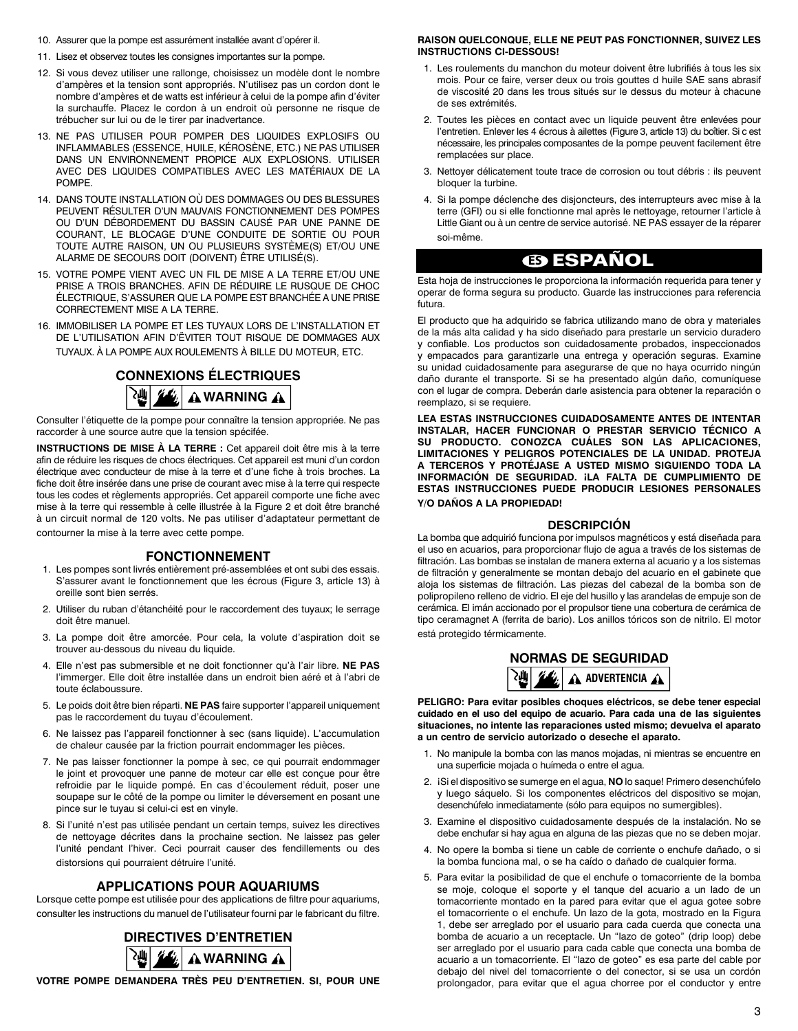10. Assurer que la pompe est assurément installée avant d'opérer il.
11. Lisez et observez toutes les consignes importantes sur la pompe.
12. Si vous devez utiliser une rallonge, choisissez un modèle dont le nombre d'ampères et la tension sont appropriés. N'utilisez pas un cordon dont le nombre d'ampères et de watts est inférieur à celui de la pompe afin d'éviter la surchauffe. Placez le cordon à un endroit où personne ne risque de trébucher sur lui ou de le tirer par inadvertance.
13. NE PAS UTILISER POUR POMPER DES LIQUIDES EXPLOSIFS OU INFLAMMABLES (ESSENCE, HUILE, KÉROSÈNE, ETC.) NE PAS UTILISER DANS UN ENVIRONNEMENT PROPICE AUX EXPLOSIONS. UTILISER AVEC DES LIQUIDES COMPATIBLES AVEC LES MATÉRIAUX DE LA POMPE.
14. DANS TOUTE INSTALLATION OÙ DES DOMMAGES OU DES BLESSURES PEUVENT RÉSULTER D'UN MAUVAIS FONCTIONNEMENT DES POMPES OU D'UN DÉBORDEMENT DU BASSIN CAUSÉ PAR UNE PANNE DE COURANT, LE BLOCAGE D'UNE CONDUITE DE SORTIE OU POUR TOUTE AUTRE RAISON, UN OU PLUSIEURS SYSTÈME(S) ET/OU UNE ALARME DE SECOURS DOIT (DOIVENT) ÊTRE UTILISÉ(S).
15. VOTRE POMPE VIENT AVEC UN FIL DE MISE A LA TERRE ET/OU UNE PRISE A TROIS BRANCHES. AFIN DE RÉDUIRE LE RUSQUE DE CHOC ÉLECTRIQUE, S'ASSURER QUE LA POMPE EST BRANCHÉE A UNE PRISE CORRECTEMENT MISE A LA TERRE.
16. IMMOBILISER LA POMPE ET LES TUYAUX LORS DE L'INSTALLATION ET DE L'UTILISATION AFIN D'ÉVITER TOUT RISQUE DE DOMMAGES AUX TUYAUX. À LA POMPE AUX ROULEMENTS À BILLE DU MOTEUR, ETC.

## CONNEXIONS ÉLECTRIQUES

**⚠ WARNING ⚠**

Consulter l'étiquette de la pompe pour connaître la tension appropriée. Ne pas raccorder à une source autre que la tension spécifée.

**INSTRUCTIONS DE MISE À LA TERRE :** Cet appareil doit être mis à la terre afin de réduire les risques de chocs électriques. Cet appareil est muni d'un cordon électrique avec conducteur de mise à la terre et d'une fiche à trois broches. La fiche doit être insérée dans une prise de courant avec mise à la terre qui respecte tous les codes et règlements appropriés. Cet appareil comporte une fiche avec mise à la terre qui ressemble à celle illustrée à la Figure 2 et doit être branché à un circuit normal de 120 volts. Ne pas utiliser d'adaptateur permettant de contourner la mise à la terre avec cette pompe.

## FONCTIONNEMENT

1. Les pompes sont livrés entièrement pré-assemblées et ont subi des essais. S'assurer avant le fonctionnement que les écrous (Figure 3, article 13) à oreille sont bien serrés.
2. Utiliser du ruban d'étanchéité pour le raccordement des tuyaux; le serrage doit être manuel.
3. La pompe doit être amorcée. Pour cela, la volute d'aspiration doit se trouver au-dessous du niveau du liquide.
4. Elle n'est pas submersible et ne doit fonctionner qu'à l'air libre. **NE PAS** l'immerger. Elle doit être installée dans un endroit bien aéré et à l'abri de toute éclaboussure.
5. Le poids doit être bien réparti. **NE PAS** faire supporter l'appareil uniquement pas le raccordement du tuyau d'écoulement.
6. Ne laissez pas l'appareil fonctionner à sec (sans liquide). L'accumulation de chaleur causée par la friction pourrait endommager les pièces.
7. Ne pas laisser fonctionner la pompe à sec, ce qui pourrait endommager le joint et provoquer une panne de moteur car elle est conçue pour être refroidie par le liquide pompé. En cas d'écoulement réduit, poser une soupape sur le côté de la pompe ou limiter le déversement en posant une pince sur le tuyau si celui-ci est en vinyle.
8. Si l'unité n'est pas utilisée pendant un certain temps, suivez les directives de nettoyage décrites dans la prochaine section. Ne laissez pas geler l'unité pendant l'hiver. Ceci pourrait causer des fendillements ou des distorsions qui pourraient détruire l'unité.

## APPLICATIONS POUR AQUARIUMS

Lorsque cette pompe est utilisée pour des applications de filtre pour aquariums, consulter les instructions du manuel de l'utilisateur fourni par le fabricant du filtre.

## DIRECTIVES D'ENTRETIEN

**⚠ WARNING ⚠**

**VOTRE POMPE DEMANDERA TRÈS PEU D'ENTRETIEN. SI, POUR UNE RAISON QUELCONQUE, ELLE NE PEUT PAS FONCTIONNER, SUIVEZ LES INSTRUCTIONS CI-DESSOUS!**

1. Les roulements du manchon du moteur doivent être lubrifiés à tous les six mois. Pour ce faire, verser deux ou trois gouttes d huile SAE sans abrasif de viscosité 20 dans les trous situés sur le dessus du moteur à chacune de ses extrémités.
2. Toutes les pièces en contact avec un liquide peuvent être enlevées pour l'entretien. Enlever les 4 écrous à ailettes (Figure 3, article 13) du boîtier. Si c est nécessaire, les principales composantes de la pompe peuvent facilement être remplacées sur place.
3. Nettoyer délicatement toute trace de corrosion ou tout débris : ils peuvent bloquer la turbine.
4. Si la pompe déclenche des disjoncteurs, des interrupteurs avec mise à la terre (GFI) ou si elle fonctionne mal après le nettoyage, retourner l'article à Little Giant ou à un centre de service autorisé. NE PAS essayer de la réparer soi-même.

# ES ESPAÑOL

Esta hoja de instrucciones le proporciona la información requerida para tener y operar de forma segura su producto. Guarde las instrucciones para referencia futura.

El producto que ha adquirido se fabrica utilizando mano de obra y materiales de la más alta calidad y ha sido diseñado para prestarle un servicio duradero y confiable. Los productos son cuidadosamente probados, inspeccionados y empacados para garantizarle una entrega y operación seguras. Examine su unidad cuidadosamente para asegurarse de que no haya ocurrido ningún daño durante el transporte. Si se ha presentado algún daño, comuníquese con el lugar de compra. Deberán darle asistencia para obtener la reparación o reemplazo, si se requiere.

**LEA ESTAS INSTRUCCIONES CUIDADOSAMENTE ANTES DE INTENTAR INSTALAR, HACER FUNCIONAR O PRESTAR SERVICIO TÉCNICO A SU PRODUCTO. CONOZCA CUÁLES SON LAS APLICACIONES, LIMITACIONES Y PELIGROS POTENCIALES DE LA UNIDAD. PROTEJA A TERCEROS Y PROTÉJASE A USTED MISMO SIGUIENDO TODA LA INFORMACIÓN DE SEGURIDAD. ¡LA FALTA DE CUMPLIMIENTO DE ESTAS INSTRUCCIONES PUEDE PRODUCIR LESIONES PERSONALES Y/O DAÑOS A LA PROPIEDAD!**

## DESCRIPCIÓN

La bomba que adquirió funciona por impulsos magnéticos y está diseñada para el uso en acuarios, para proporcionar flujo de agua a través de los sistemas de filtración. Las bombas se instalan de manera externa al acuario y a los sistemas de filtración y generalmente se montan debajo del acuario en el gabinete que aloja los sistemas de filtración. Las piezas del cabezal de la bomba son de polipropileno relleno de vidrio. El eje del husillo y las arandelas de empuje son de cerámica. El imán accionado por el propulsor tiene una cobertura de cerámica de tipo ceramagnet A (ferrita de bario). Los anillos tóricos son de nitrilo. El motor está protegido térmicamente.

## NORMAS DE SEGURIDAD

**⚠ ADVERTENCIA ⚠**

**PELIGRO: Para evitar posibles choques eléctricos, se debe tener especial cuidado en el uso del equipo de acuario. Para cada una de las siguientes situaciones, no intente las reparaciones usted mismo; devuelva el aparato a un centro de servicio autorizado o deseche el aparato.**

1. No manipule la bomba con las manos mojadas, ni mientras se encuentre en una superficie mojada o huímeda o entre el agua.
2. ¡Si el dispositivo se sumerge en el agua, **NO** lo saque! Primero desenchúfelo y luego sáquelo. Si los componentes eléctricos del dispositivo se mojan, desenchúfelo inmediatamente (sólo para equipos no sumergibles).
3. Examine el dispositivo cuidadosamente después de la instalación. No se debe enchufar si hay agua en alguna de las piezas que no se deben mojar.
4. No opere la bomba si tiene un cable de corriente o enchufe dañado, o si la bomba funciona mal, o se ha caído o dañado de cualquier forma.
5. Para evitar la posibilidad de que el enchufe o tomacorriente de la bomba se moje, coloque el soporte y el tanque del acuario a un lado de un tomacorriente montado en la pared para evitar que el agua gotee sobre el tomacorriente o el enchufe. Un lazo de la gota, mostrado en la Figura 1, debe ser arreglado por el usuario para cada cuerda que conecta una bomba de acuario a un receptacle. Un "lazo de goteo" (drip loop) debe ser arreglado por el usuario para cada cable que conecta una bomba de acuario a un tomacorriente. El "lazo de goteo" es esa parte del cable por debajo del nivel del tomacorriente o del conector, si se usa un cordón prolongador, para evitar que el agua chorree por el conductor y entre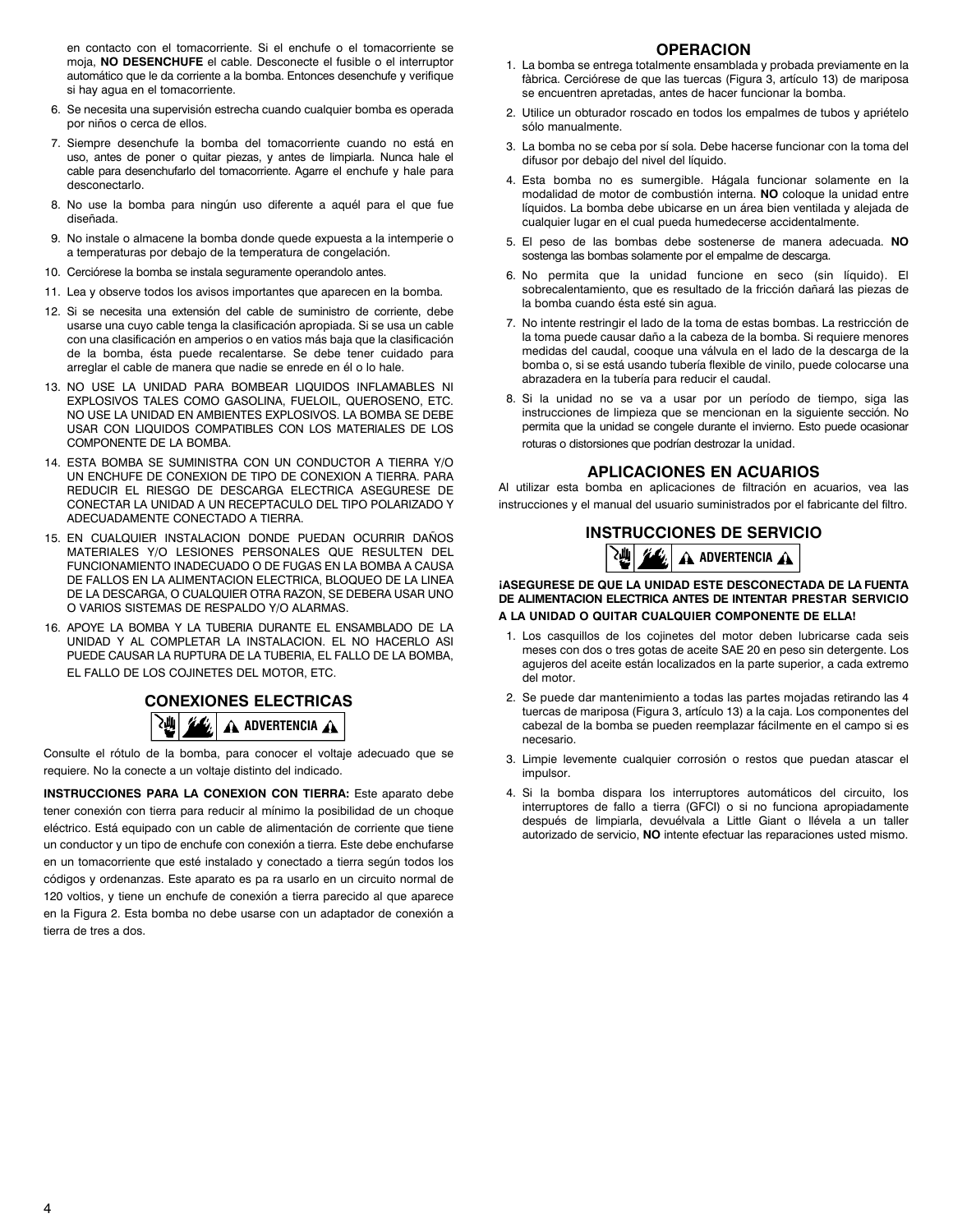en contacto con el tomacorriente. Si el enchufe o el tomacorriente se moja, **NO DESENCHUFE** el cable. Desconecte el fusible o el interruptor automático que le da corriente a la bomba. Entonces desenchufe y verifique si hay agua en el tomacorriente.

6. Se necesita una supervisión estrecha cuando cualquier bomba es operada por niños o cerca de ellos.
7. Siempre desenchufe la bomba del tomacorriente cuando no está en uso, antes de poner o quitar piezas, y antes de limpiarla. Nunca hale el cable para desenchufarlo del tomacorriente. Agarre el enchufe y hale para desconectarlo.
8. No use la bomba para ningún uso diferente a aquél para el que fue diseñada.
9. No instale o almacene la bomba donde quede expuesta a la intemperie o a temperaturas por debajo de la temperatura de congelación.
10. Cerciórese la bomba se instala seguramente operandolo antes.
11. Lea y observe todos los avisos importantes que aparecen en la bomba.
12. Si se necesita una extensión del cable de suministro de corriente, debe usarse una cuyo cable tenga la clasificación apropiada. Si se usa un cable con una clasificación en amperios o en vatios más baja que la clasificación de la bomba, ésta puede recalentarse. Se debe tener cuidado para arreglar el cable de manera que nadie se enrede en él o lo hale.
13. NO USE LA UNIDAD PARA BOMBEAR LIQUIDOS INFLAMABLES NI EXPLOSIVOS TALES COMO GASOLINA, FUELOIL, QUEROSENO, ETC. NO USE LA UNIDAD EN AMBIENTES EXPLOSIVOS. LA BOMBA SE DEBE USAR CON LIQUIDOS COMPATIBLES CON LOS MATERIALES DE LOS COMPONENTE DE LA BOMBA.
14. ESTA BOMBA SE SUMINISTRA CON UN CONDUCTOR A TIERRA Y/O UN ENCHUFE DE CONEXION DE TIPO DE CONEXION A TIERRA. PARA REDUCIR EL RIESGO DE DESCARGA ELECTRICA ASEGURESE DE CONECTAR LA UNIDAD A UN RECEPTACULO DEL TIPO POLARIZADO Y ADECUADAMENTE CONECTADO A TIERRA.
15. EN CUALQUIER INSTALACION DONDE PUEDAN OCURRIR DAÑOS MATERIALES Y/O LESIONES PERSONALES QUE RESULTEN DEL FUNCIONAMIENTO INADECUADO O DE FUGAS EN LA BOMBA A CAUSA DE FALLOS EN LA ALIMENTACION ELECTRICA, BLOQUEO DE LA LINEA DE LA DESCARGA, O CUALQUIER OTRA RAZON, SE DEBERA USAR UNO O VARIOS SISTEMAS DE RESPALDO Y/O ALARMAS.
16. APOYE LA BOMBA Y LA TUBERIA DURANTE EL ENSAMBLADO DE LA UNIDAD Y AL COMPLETAR LA INSTALACION. EL NO HACERLO ASI PUEDE CAUSAR LA RUPTURA DE LA TUBERIA, EL FALLO DE LA BOMBA, EL FALLO DE LOS COJINETES DEL MOTOR, ETC.

## CONEXIONES ELECTRICAS

**⚠ ADVERTENCIA ⚠**

Consulte el rótulo de la bomba, para conocer el voltaje adecuado que se requiere. No la conecte a un voltaje distinto del indicado.

**INSTRUCCIONES PARA LA CONEXION CON TIERRA:** Este aparato debe tener conexión con tierra para reducir al mínimo la posibilidad de un choque eléctrico. Está equipado con un cable de alimentación de corriente que tiene un conductor y un tipo de enchufe con conexión a tierra. Este debe enchufarse en un tomacorriente que esté instalado y conectado a tierra según todos los códigos y ordenanzas. Este aparato es pa ra usarlo en un circuito normal de 120 voltios, y tiene un enchufe de conexión a tierra parecido al que aparece en la Figura 2. Esta bomba no debe usarse con un adaptador de conexión a tierra de tres a dos.

## OPERACION

1. La bomba se entrega totalmente ensamblada y probada previamente en la fàbrica. Cerciórese de que las tuercas (Figura 3, artículo 13) de mariposa se encuentren apretadas, antes de hacer funcionar la bomba.
2. Utilice un obturador roscado en todos los empalmes de tubos y apriételo sólo manualmente.
3. La bomba no se ceba por sí sola. Debe hacerse funcionar con la toma del difusor por debajo del nivel del líquido.
4. Esta bomba no es sumergible. Hágala funcionar solamente en la modalidad de motor de combustión interna. **NO** coloque la unidad entre líquidos. La bomba debe ubicarse en un área bien ventilada y alejada de cualquier lugar en el cual pueda humedecerse accidentalmente.
5. El peso de las bombas debe sostenerse de manera adecuada. **NO** sostenga las bombas solamente por el empalme de descarga.
6. No permita que la unidad funcione en seco (sin líquido). El sobrecalentamiento, que es resultado de la fricción dañará las piezas de la bomba cuando ésta esté sin agua.
7. No intente restringir el lado de la toma de estas bombas. La restricción de la toma puede causar daño a la cabeza de la bomba. Si requiere menores medidas del caudal, cooque una válvula en el lado de la descarga de la bomba o, si se está usando tubería flexible de vinilo, puede colocarse una abrazadera en la tubería para reducir el caudal.
8. Si la unidad no se va a usar por un período de tiempo, siga las instrucciones de limpieza que se mencionan en la siguiente sección. No permita que la unidad se congele durante el invierno. Esto puede ocasionar roturas o distorsiones que podrían destrozar la unidad.

## APLICACIONES EN ACUARIOS

Al utilizar esta bomba en aplicaciones de filtración en acuarios, vea las instrucciones y el manual del usuario suministrados por el fabricante del filtro.

## INSTRUCCIONES DE SERVICIO

**⚠ ADVERTENCIA ⚠**

**¡ASEGURESE DE QUE LA UNIDAD ESTE DESCONECTADA DE LA FUENTA DE ALIMENTACION ELECTRICA ANTES DE INTENTAR PRESTAR SERVICIO A LA UNIDAD O QUITAR CUALQUIER COMPONENTE DE ELLA!**

1. Los casquillos de los cojinetes del motor deben lubricarse cada seis meses con dos o tres gotas de aceite SAE 20 en peso sin detergente. Los agujeros del aceite están localizados en la parte superior, a cada extremo del motor.
2. Se puede dar mantenimiento a todas las partes mojadas retirando las 4 tuercas de mariposa (Figura 3, artículo 13) a la caja. Los componentes del cabezal de la bomba se pueden reemplazar fácilmente en el campo si es necesario.
3. Limpie levemente cualquier corrosión o restos que puedan atascar el impulsor.
4. Si la bomba dispara los interruptores automáticos del circuito, los interruptores de fallo a tierra (GFCI) o si no funciona apropiadamente después de limpiarla, devuélvala a Little Giant o llévela a un taller autorizado de servicio, **NO** intente efectuar las reparaciones usted mismo.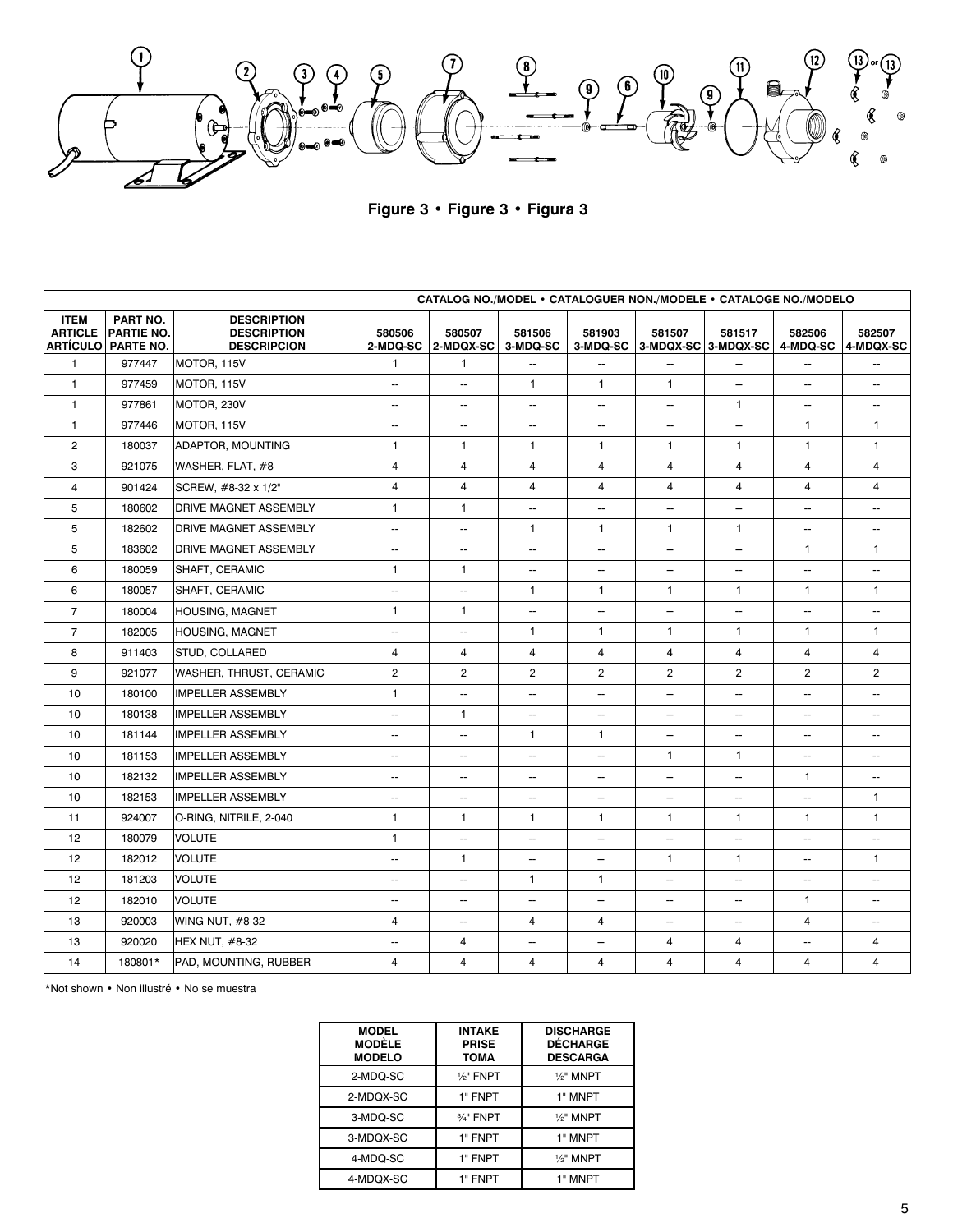**Figure 3 • Figure 3 • Figura 3**

| | | | CATALOG NO./MODEL • CATALOGUER NON./MODELE • CATALOGE NO./MODELO | | | | | | | |
|---|---|---|---|---|---|---|---|---|---|---|
| ITEM ARTICLE ARTÍCULO | PART NO. PARTIE NO. PARTE NO. | DESCRIPTION DESCRIPTION DESCRIPCION | 580506 2-MDQ-SC | 580507 2-MDQX-SC | 581506 3-MDQ-SC | 581903 3-MDQ-SC | 581507 3-MDQX-SC | 581517 3-MDQX-SC | 582506 4-MDQ-SC | 582507 4-MDQX-SC |
| 1 | 977447 | MOTOR, 115V | 1 | 1 | -- | -- | -- | -- | -- | -- |
| 1 | 977459 | MOTOR, 115V | -- | -- | 1 | 1 | 1 | -- | -- | -- |
| 1 | 977861 | MOTOR, 230V | -- | -- | -- | -- | -- | 1 | -- | -- |
| 1 | 977446 | MOTOR, 115V | -- | -- | -- | -- | -- | -- | 1 | 1 |
| 2 | 180037 | ADAPTOR, MOUNTING | 1 | 1 | 1 | 1 | 1 | 1 | 1 | 1 |
| 3 | 921075 | WASHER, FLAT, #8 | 4 | 4 | 4 | 4 | 4 | 4 | 4 | 4 |
| 4 | 901424 | SCREW, #8-32 x 1/2" | 4 | 4 | 4 | 4 | 4 | 4 | 4 | 4 |
| 5 | 180602 | DRIVE MAGNET ASSEMBLY | 1 | 1 | -- | -- | -- | -- | -- | -- |
| 5 | 182602 | DRIVE MAGNET ASSEMBLY | -- | -- | 1 | 1 | 1 | 1 | -- | -- |
| 5 | 183602 | DRIVE MAGNET ASSEMBLY | -- | -- | -- | -- | -- | -- | 1 | 1 |
| 6 | 180059 | SHAFT, CERAMIC | 1 | 1 | -- | -- | -- | -- | -- | -- |
| 6 | 180057 | SHAFT, CERAMIC | -- | -- | 1 | 1 | 1 | 1 | 1 | 1 |
| 7 | 180004 | HOUSING, MAGNET | 1 | 1 | -- | -- | -- | -- | -- | -- |
| 7 | 182005 | HOUSING, MAGNET | -- | -- | 1 | 1 | 1 | 1 | 1 | 1 |
| 8 | 911403 | STUD, COLLARED | 4 | 4 | 4 | 4 | 4 | 4 | 4 | 4 |
| 9 | 921077 | WASHER, THRUST, CERAMIC | 2 | 2 | 2 | 2 | 2 | 2 | 2 | 2 |
| 10 | 180100 | IMPELLER ASSEMBLY | 1 | -- | -- | -- | -- | -- | -- | -- |
| 10 | 180138 | IMPELLER ASSEMBLY | -- | 1 | -- | -- | -- | -- | -- | -- |
| 10 | 181144 | IMPELLER ASSEMBLY | -- | -- | 1 | 1 | -- | -- | -- | -- |
| 10 | 181153 | IMPELLER ASSEMBLY | -- | -- | -- | -- | 1 | 1 | -- | -- |
| 10 | 182132 | IMPELLER ASSEMBLY | -- | -- | -- | -- | -- | -- | 1 | -- |
| 10 | 182153 | IMPELLER ASSEMBLY | -- | -- | -- | -- | -- | -- | -- | 1 |
| 11 | 924007 | O-RING, NITRILE, 2-040 | 1 | 1 | 1 | 1 | 1 | 1 | 1 | 1 |
| 12 | 180079 | VOLUTE | 1 | -- | -- | -- | -- | -- | -- | -- |
| 12 | 182012 | VOLUTE | -- | 1 | -- | -- | 1 | 1 | -- | 1 |
| 12 | 181203 | VOLUTE | -- | -- | 1 | 1 | -- | -- | -- | -- |
| 12 | 182010 | VOLUTE | -- | -- | -- | -- | -- | -- | 1 | -- |
| 13 | 920003 | WING NUT, #8-32 | 4 | -- | 4 | 4 | -- | -- | 4 | -- |
| 13 | 920020 | HEX NUT, #8-32 | -- | 4 | -- | -- | 4 | 4 | -- | 4 |
| 14 | 180801* | PAD, MOUNTING, RUBBER | 4 | 4 | 4 | 4 | 4 | 4 | 4 | 4 |

*Not shown • Non illustré • No se muestra

| MODEL MODÈLE MODELO | INTAKE PRISE TOMA | DISCHARGE DÉCHARGE DESCARGA |
|---|---|---|
| 2-MDQ-SC | ½" FNPT | ½" MNPT |
| 2-MDQX-SC | 1" FNPT | 1" MNPT |
| 3-MDQ-SC | ¾" FNPT | ½" MNPT |
| 3-MDQX-SC | 1" FNPT | 1" MNPT |
| 4-MDQ-SC | 1" FNPT | ½" MNPT |
| 4-MDQX-SC | 1" FNPT | 1" MNPT |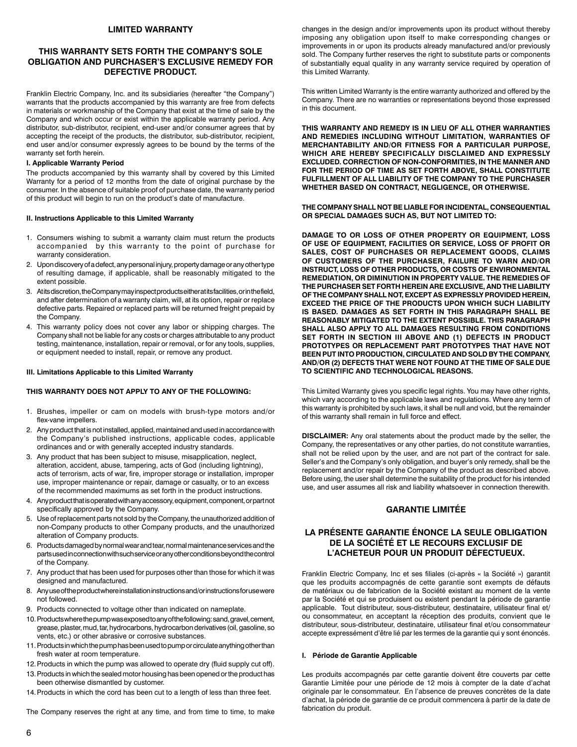## LIMITED WARRANTY

### THIS WARRANTY SETS FORTH THE COMPANY'S SOLE OBLIGATION AND PURCHASER'S EXCLUSIVE REMEDY FOR DEFECTIVE PRODUCT.

Franklin Electric Company, Inc. and its subsidiaries (hereafter "the Company") warrants that the products accompanied by this warranty are free from defects in materials or workmanship of the Company that exist at the time of sale by the Company and which occur or exist within the applicable warranty period. Any distributor, sub-distributor, recipient, end-user and/or consumer agrees that by accepting the receipt of the products, the distributor, sub-distributor, recipient, end user and/or consumer expressly agrees to be bound by the terms of the warranty set forth herein.

**I. Applicable Warranty Period**

The products accompanied by this warranty shall by covered by this Limited Warranty for a period of 12 months from the date of original purchase by the consumer. In the absence of suitable proof of purchase date, the warranty period of this product will begin to run on the product's date of manufacture.

**II. Instructions Applicable to this Limited Warranty**

1. Consumers wishing to submit a warranty claim must return the products accompanied by this warranty to the point of purchase for warranty consideration.
2. Upon discovery of a defect, any personal injury, property damage or any other type of resulting damage, if applicable, shall be reasonably mitigated to the extent possible.
3. At its discretion, the Company may inspect products either at its facilities, or in the field, and after determination of a warranty claim, will, at its option, repair or replace defective parts. Repaired or replaced parts will be returned freight prepaid by the Company.
4. This warranty policy does not cover any labor or shipping charges. The Company shall not be liable for any costs or charges attributable to any product testing, maintenance, installation, repair or removal, or for any tools, supplies, or equipment needed to install, repair, or remove any product.

**III. Limitations Applicable to this Limited Warranty**

**THIS WARRANTY DOES NOT APPLY TO ANY OF THE FOLLOWING:**

1. Brushes, impeller or cam on models with brush-type motors and/or flex-vane impellers.
2. Any product that is not installed, applied, maintained and used in accordance with the Company's published instructions, applicable codes, applicable ordinances and or with generally accepted industry standards.
3. Any product that has been subject to misuse, misapplication, neglect, alteration, accident, abuse, tampering, acts of God (including lightning), acts of terrorism, acts of war, fire, improper storage or installation, improper use, improper maintenance or repair, damage or casualty, or to an excess of the recommended maximums as set forth in the product instructions.
4. Any product that is operated with any accessory, equipment, component, or part not specifically approved by the Company.
5. Use of replacement parts not sold by the Company, the unauthorized addition of non-Company products to other Company products, and the unauthorized alteration of Company products.
6. Products damaged by normal wear and tear, normal maintenance services and the parts used in connection with such service or any other conditions beyond the control of the Company.
7. Any product that has been used for purposes other than those for which it was designed and manufactured.
8. Any use of the product where installation instructions and/or instructions for use were not followed.
9. Products connected to voltage other than indicated on nameplate.
10. Products where the pump was exposed to any of the following: sand, gravel, cement, grease, plaster, mud, tar, hydrocarbons, hydrocarbon derivatives (oil, gasoline, so vents, etc.) or other abrasive or corrosive substances.
11. Products in which the pump has been used to pump or circulate anything other than fresh water at room temperature.
12. Products in which the pump was allowed to operate dry (fluid supply cut off).
13. Products in which the sealed motor housing has been opened or the product has been otherwise dismantled by customer.
14. Products in which the cord has been cut to a length of less than three feet.

The Company reserves the right at any time, and from time to time, to make changes in the design and/or improvements upon its product without thereby imposing any obligation upon itself to make corresponding changes or improvements in or upon its products already manufactured and/or previously sold. The Company further reserves the right to substitute parts or components of substantially equal quality in any warranty service required by operation of this Limited Warranty.

This written Limited Warranty is the entire warranty authorized and offered by the Company. There are no warranties or representations beyond those expressed in this document.

**THIS WARRANTY AND REMEDY IS IN LIEU OF ALL OTHER WARRANTIES AND REMEDIES INCLUDING WITHOUT LIMITATION, WARRANTIES OF MERCHANTABILITY AND/OR FITNESS FOR A PARTICULAR PURPOSE, WHICH ARE HEREBY SPECIFICALLY DISCLAIMED AND EXPRESSLY EXCLUDED. CORRECTION OF NON-CONFORMITIES, IN THE MANNER AND FOR THE PERIOD OF TIME AS SET FORTH ABOVE, SHALL CONSTITUTE FULFILLMENT OF ALL LIABILITY OF THE COMPANY TO THE PURCHASER WHETHER BASED ON CONTRACT, NEGLIGENCE, OR OTHERWISE.**

**THE COMPANY SHALL NOT BE LIABLE FOR INCIDENTAL, CONSEQUENTIAL OR SPECIAL DAMAGES SUCH AS, BUT NOT LIMITED TO:**

**DAMAGE TO OR LOSS OF OTHER PROPERTY OR EQUIPMENT, LOSS OF USE OF EQUIPMENT, FACILITIES OR SERVICE, LOSS OF PROFIT OR SALES, COST OF PURCHASES OR REPLACEMENT GOODS, CLAIMS OF CUSTOMERS OF THE PURCHASER, FAILURE TO WARN AND/OR INSTRUCT, LOSS OF OTHER PRODUCTS, OR COSTS OF ENVIRONMENTAL REMEDIATION, OR DIMINUTION IN PROPERTY VALUE. THE REMEDIES OF THE PURCHASER SET FORTH HEREIN ARE EXCLUSIVE, AND THE LIABILITY OF THE COMPANY SHALL NOT, EXCEPT AS EXPRESSLY PROVIDED HEREIN, EXCEED THE PRICE OF THE PRODUCTS UPON WHICH SUCH LIABILITY IS BASED. DAMAGES AS SET FORTH IN THIS PARAGRAPH SHALL BE REASONABLY MITIGATED TO THE EXTENT POSSIBLE. THIS PARAGRAPH SHALL ALSO APPLY TO ALL DAMAGES RESULTING FROM CONDITIONS SET FORTH IN SECTION III ABOVE AND (1) DEFECTS IN PRODUCT PROTOTYPES OR REPLACEMENT PART PROTOTYPES THAT HAVE NOT BEEN PUT INTO PRODUCTION, CIRCULATED AND SOLD BY THE COMPANY, AND/OR (2) DEFECTS THAT WERE NOT FOUND AT THE TIME OF SALE DUE TO SCIENTIFIC AND TECHNOLOGICAL REASONS.**

This Limited Warranty gives you specific legal rights. You may have other rights, which vary according to the applicable laws and regulations. Where any term of this warranty is prohibited by such laws, it shall be null and void, but the remainder of this warranty shall remain in full force and effect.

**DISCLAIMER:** Any oral statements about the product made by the seller, the Company, the representatives or any other parties, do not constitute warranties, shall not be relied upon by the user, and are not part of the contract for sale. Seller's and the Company's only obligation, and buyer's only remedy, shall be the replacement and/or repair by the Company of the product as described above. Before using, the user shall determine the suitability of the product for his intended use, and user assumes all risk and liability whatsoever in connection therewith.

## GARANTIE LIMITÉE

### LA PRÉSENTE GARANTIE ÉNONCE LA SEULE OBLIGATION DE LA SOCIÉTÉ ET LE RECOURS EXCLUSIF DE L'ACHETEUR POUR UN PRODUIT DÉFECTUEUX.

Franklin Electric Company, Inc et ses filiales (ci-après « la Société ») garantit que les produits accompagnés de cette garantie sont exempts de défauts de matériaux ou de fabrication de la Société existant au moment de la vente par la Société et qui se produisent ou existent pendant la période de garantie applicable. Tout distributeur, sous-distributeur, destinataire, utilisateur final et/ou consommateur, en acceptant la réception des produits, convient que le distributeur, sous-distributeur, destinataire, utilisateur final et/ou consommateur accepte expressément d'être lié par les termes de la garantie qui y sont énoncés.

**I. Période de Garantie Applicable**

Les produits accompagnés par cette garantie doivent être couverts par cette Garantie Limitée pour une période de 12 mois à compter de la date d'achat originale par le consommateur. En l'absence de preuves concrètes de la date d'achat, la période de garantie de ce produit commencera à partir de la date de fabrication du produit.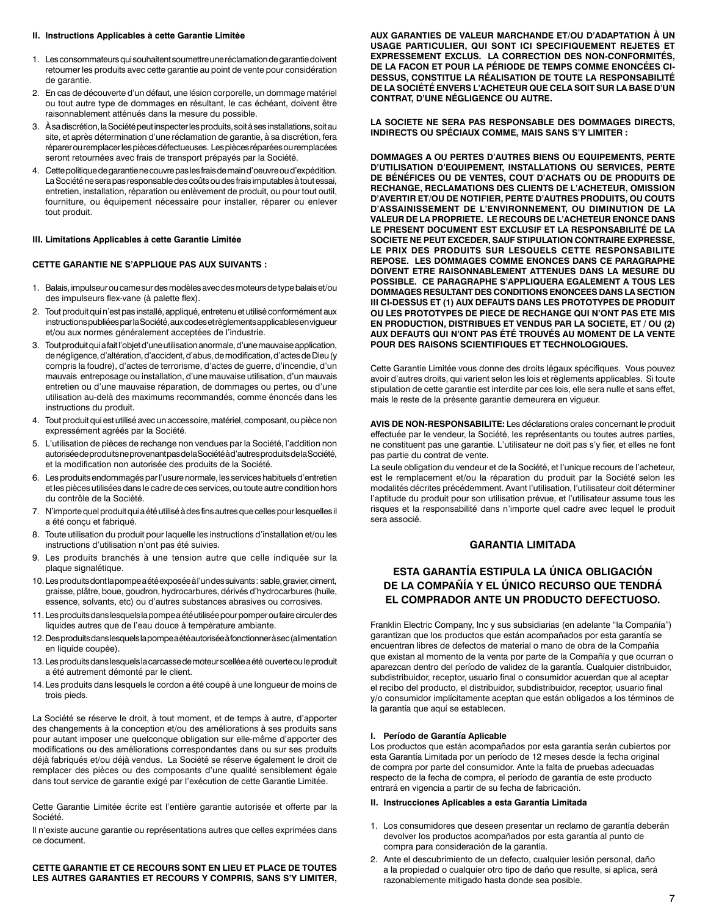**II. Instructions Applicables à cette Garantie Limitée**

1. Les consommateurs qui souhaitent soumettre une réclamation de garantie doivent retourner les produits avec cette garantie au point de vente pour considération de garantie.
2. En cas de découverte d'un défaut, une lésion corporelle, un dommage matériel ou tout autre type de dommages en résultant, le cas échéant, doivent être raisonnablement atténués dans la mesure du possible.
3. À sa discrétion, la Société peut inspecter les produits, soit à ses installations, soit au site, et après détermination d'une réclamation de garantie, à sa discrétion, fera réparer ou remplacer les pièces défectueuses. Les pièces réparées ou remplacées seront retournées avec frais de transport prépayés par la Société.
4. Cette politique de garantie ne couvre pas les frais de main d'oeuvre ou d'expédition. La Société ne sera pas responsable des coûts ou des frais imputables à tout essai, entretien, installation, réparation ou enlèvement de produit, ou pour tout outil, fourniture, ou équipement nécessaire pour installer, réparer ou enlever tout produit.

**III. Limitations Applicables à cette Garantie Limitée**

**CETTE GARANTIE NE S'APPLIQUE PAS AUX SUIVANTS :**

1. Balais, impulseur ou came sur des modèles avec des moteurs de type balais et/ou des impulseurs flex-vane (à palette flex).
2. Tout produit qui n'est pas installé, appliqué, entretenu et utilisé conformément aux instructions publiées par la Société, aux codes et règlements applicables en vigueur et/ou aux normes généralement acceptées de l'industrie.
3. Tout produit qui a fait l'objet d'une utilisation anormale, d'une mauvaise application, de négligence, d'altération, d'accident, d'abus, de modification, d'actes de Dieu (y compris la foudre), d'actes de terrorisme, d'actes de guerre, d'incendie, d'un mauvais entreposage ou installation, d'une mauvaise utilisation, d'un mauvais entretien ou d'une mauvaise réparation, de dommages ou pertes, ou d'une utilisation au-delà des maximums recommandés, comme énoncés dans les instructions du produit.
4. Tout produit qui est utilisé avec un accessoire, matériel, composant, ou pièce non expressément agréés par la Société.
5. L'utilisation de pièces de rechange non vendues par la Société, l'addition non autorisée de produits ne provenant pas de la Société à d'autres produits de la Société, et la modification non autorisée des produits de la Société.
6. Les produits endommagés par l'usure normale, les services habituels d'entretien et les pièces utilisées dans le cadre de ces services, ou toute autre condition hors du contrôle de la Société.
7. N'importe quel produit qui a été utilisé à des fins autres que celles pour lesquelles il a été conçu et fabriqué.
8. Toute utilisation du produit pour laquelle les instructions d'installation et/ou les instructions d'utilisation n'ont pas été suivies.
9. Les produits branchés à une tension autre que celle indiquée sur la plaque signalétique.
10. Les produits dont la pompe a été exposée à l'un des suivants : sable, gravier, ciment, graisse, plâtre, boue, goudron, hydrocarbures, dérivés d'hydrocarbures (huile, essence, solvants, etc) ou d'autres substances abrasives ou corrosives.
11. Les produits dans lesquels la pompe a été utilisée pour pomper ou faire circuler des liquides autres que de l'eau douce à température ambiante.
12. Des produits dans lesquels la pompe a été autorisée à fonctionner à sec (alimentation en liquide coupée).
13. Les produits dans lesquels la carcasse de moteur scellée a été ouverte ou le produit a été autrement démonté par le client.
14. Les produits dans lesquels le cordon a été coupé à une longueur de moins de trois pieds.

La Société se réserve le droit, à tout moment, et de temps à autre, d'apporter des changements à la conception et/ou des améliorations à ses produits sans pour autant imposer une quelconque obligation sur elle-même d'apporter des modifications ou des améliorations correspondantes dans ou sur ses produits déjà fabriqués et/ou déjà vendus. La Société se réserve également le droit de remplacer des pièces ou des composants d'une qualité sensiblement égale dans tout service de garantie exigé par l'exécution de cette Garantie Limitée.

Cette Garantie Limitée écrite est l'entière garantie autorisée et offerte par la Société.

Il n'existe aucune garantie ou représentations autres que celles exprimées dans ce document.

**CETTE GARANTIE ET CE RECOURS SONT EN LIEU ET PLACE DE TOUTES LES AUTRES GARANTIES ET RECOURS Y COMPRIS, SANS S'Y LIMITER, AUX GARANTIES DE VALEUR MARCHANDE ET/OU D'ADAPTATION À UN USAGE PARTICULIER, QUI SONT ICI SPECIFIQUEMENT REJETES ET EXPRESSEMENT EXCLUS. LA CORRECTION DES NON-CONFORMITÉS, DE LA FACON ET POUR LA PÉRIODE DE TEMPS COMME ENONCÉES CI-DESSUS, CONSTITUE LA RÉALISATION DE TOUTE LA RESPONSABILITÉ DE LA SOCIÉTÉ ENVERS L'ACHETEUR QUE CELA SOIT SUR LA BASE D'UN CONTRAT, D'UNE NÉGLIGENCE OU AUTRE.**

**LA SOCIETE NE SERA PAS RESPONSABLE DES DOMMAGES DIRECTS, INDIRECTS OU SPÉCIAUX COMME, MAIS SANS S'Y LIMITER :**

**DOMMAGES A OU PERTES D'AUTRES BIENS OU EQUIPEMENTS, PERTE D'UTILISATION D'EQUIPEMENT, INSTALLATIONS OU SERVICES, PERTE DE BÉNÉFICES OU DE VENTES, COUT D'ACHATS OU DE PRODUITS DE RECHANGE, RECLAMATIONS DES CLIENTS DE L'ACHETEUR, OMISSION D'AVERTIR ET/OU DE NOTIFIER, PERTE D'AUTRES PRODUITS, OU COUTS D'ASSAINISSEMENT DE L'ENVIRONNEMENT, OU DIMINUTION DE LA VALEUR DE LA PROPRIETE. LE RECOURS DE L'ACHETEUR ENONCE DANS LE PRESENT DOCUMENT EST EXCLUSIF ET LA RESPONSABILITÉ DE LA SOCIETE NE PEUT EXCEDER, SAUF STIPULATION CONTRAIRE EXPRESSE, LE PRIX DES PRODUITS SUR LESQUELS CETTE RESPONSABILITE REPOSE. LES DOMMAGES COMME ENONCES DANS CE PARAGRAPHE DOIVENT ETRE RAISONNABLEMENT ATTENUES DANS LA MESURE DU POSSIBLE. CE PARAGRAPHE S'APPLIQUERA EGALEMENT A TOUS LES DOMMAGES RESULTANT DES CONDITIONS ENONCEES DANS LA SECTION III CI-DESSUS ET (1) AUX DEFAUTS DANS LES PROTOTYPES DE PRODUIT OU LES PROTOTYPES DE PIECE DE RECHANGE QUI N'ONT PAS ETE MIS EN PRODUCTION, DISTRIBUES ET VENDUS PAR LA SOCIETE, ET / OU (2) AUX DEFAUTS QUI N'ONT PAS ÉTÉ TROUVÉS AU MOMENT DE LA VENTE POUR DES RAISONS SCIENTIFIQUES ET TECHNOLOGIQUES.**

Cette Garantie Limitée vous donne des droits légaux spécifiques. Vous pouvez avoir d'autres droits, qui varient selon les lois et règlements applicables. Si toute stipulation de cette garantie est interdite par ces lois, elle sera nulle et sans effet, mais le reste de la présente garantie demeurera en vigueur.

**AVIS DE NON-RESPONSABILITE:** Les déclarations orales concernant le produit effectuée par le vendeur, la Société, les représentants ou toutes autres parties, ne constituent pas une garantie. L'utilisateur ne doit pas s'y fier, et elles ne font pas partie du contrat de vente.

La seule obligation du vendeur et de la Société, et l'unique recours de l'acheteur, est le remplacement et/ou la réparation du produit par la Société selon les modalités décrites précédemment. Avant l'utilisation, l'utilisateur doit déterminer l'aptitude du produit pour son utilisation prévue, et l'utilisateur assume tous les risques et la responsabilité dans n'importe quel cadre avec lequel le produit sera associé.

## GARANTIA LIMITADA

## ESTA GARANTÍA ESTIPULA LA ÚNICA OBLIGACIÓN DE LA COMPAÑÍA Y EL ÚNICO RECURSO QUE TENDRÁ EL COMPRADOR ANTE UN PRODUCTO DEFECTUOSO.

Franklin Electric Company, Inc y sus subsidiarias (en adelante "la Compañía") garantizan que los productos que están acompañados por esta garantía se encuentran libres de defectos de material o mano de obra de la Compañía que existan al momento de la venta por parte de la Compañía y que ocurran o aparezcan dentro del período de validez de la garantía. Cualquier distribuidor, subdistribuidor, receptor, usuario final o consumidor acuerdan que al aceptar el recibo del producto, el distribuidor, subdistribuidor, receptor, usuario final y/o consumidor implícitamente aceptan que están obligados a los términos de la garantía que aquí se establecen.

**I. Período de Garantía Aplicable**

Los productos que están acompañados por esta garantía serán cubiertos por esta Garantía Limitada por un período de 12 meses desde la fecha original de compra por parte del consumidor. Ante la falta de pruebas adecuadas respecto de la fecha de compra, el período de garantía de este producto entrará en vigencia a partir de su fecha de fabricación.

**II. Instrucciones Aplicables a esta Garantía Limitada**

1. Los consumidores que deseen presentar un reclamo de garantía deberán devolver los productos acompañados por esta garantía al punto de compra para consideración de la garantía.
2. Ante el descubrimiento de un defecto, cualquier lesión personal, daño a la propiedad o cualquier otro tipo de daño que resulte, si aplica, será razonablemente mitigado hasta donde sea posible.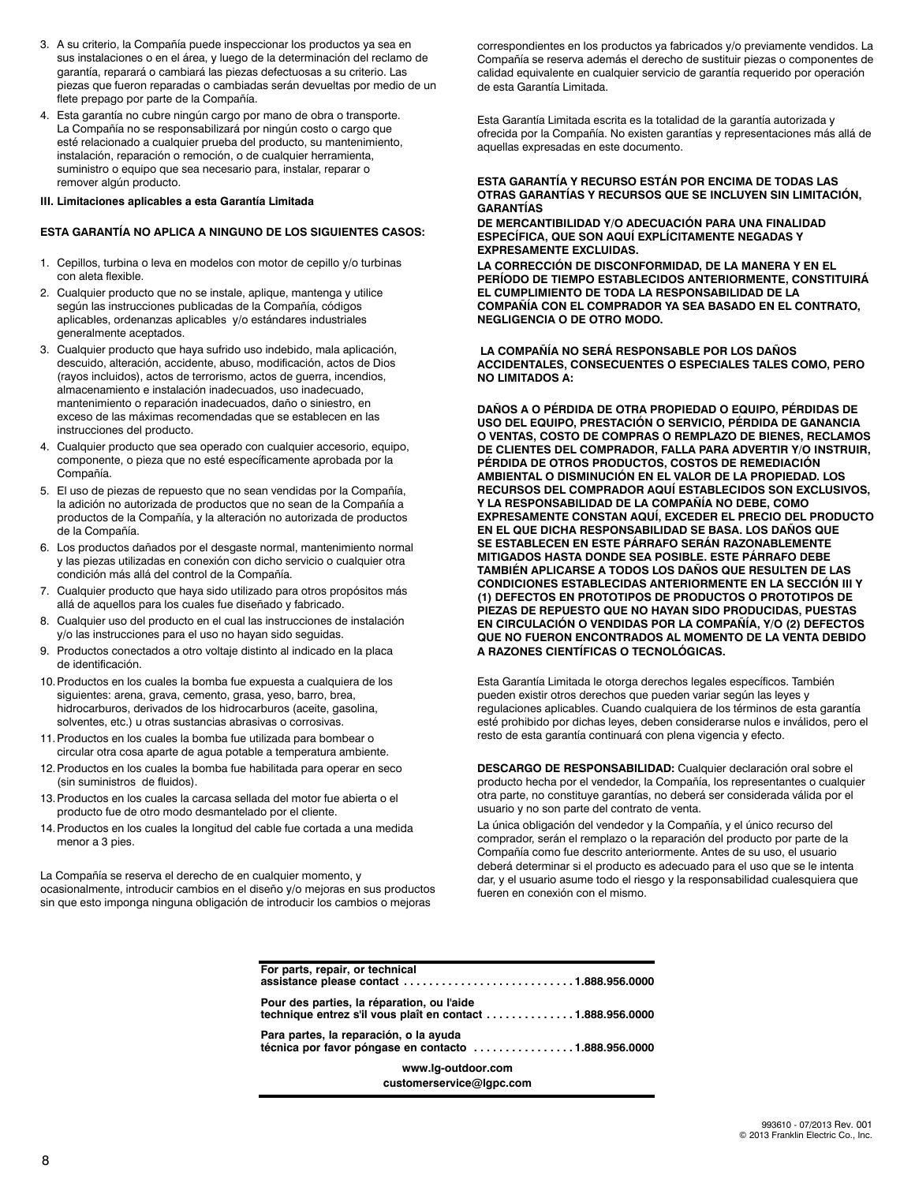3. A su criterio, la Compañía puede inspeccionar los productos ya sea en sus instalaciones o en el área, y luego de la determinación del reclamo de garantía, reparará o cambiará las piezas defectuosas a su criterio. Las piezas que fueron reparadas o cambiadas serán devueltas por medio de un flete prepago por parte de la Compañía.
4. Esta garantía no cubre ningún cargo por mano de obra o transporte. La Compañía no se responsabilizará por ningún costo o cargo que esté relacionado a cualquier prueba del producto, su mantenimiento, instalación, reparación o remoción, o de cualquier herramienta, suministro o equipo que sea necesario para, instalar, reparar o remover algún producto.

**III. Limitaciones aplicables a esta Garantía Limitada**

**ESTA GARANTÍA NO APLICA A NINGUNO DE LOS SIGUIENTES CASOS:**

1. Cepillos, turbina o leva en modelos con motor de cepillo y/o turbinas con aleta flexible.
2. Cualquier producto que no se instale, aplique, mantenga y utilice según las instrucciones publicadas de la Compañía, códigos aplicables, ordenanzas aplicables y/o estándares industriales generalmente aceptados.
3. Cualquier producto que haya sufrido uso indebido, mala aplicación, descuido, alteración, accidente, abuso, modificación, actos de Dios (rayos incluidos), actos de terrorismo, actos de guerra, incendios, almacenamiento e instalación inadecuados, uso inadecuado, mantenimiento o reparación inadecuados, daño o siniestro, en exceso de las máximas recomendadas que se establecen en las instrucciones del producto.
4. Cualquier producto que sea operado con cualquier accesorio, equipo, componente, o pieza que no esté específicamente aprobada por la Compañía.
5. El uso de piezas de repuesto que no sean vendidas por la Compañía, la adición no autorizada de productos que no sean de la Compañía a productos de la Compañía, y la alteración no autorizada de productos de la Compañía.
6. Los productos dañados por el desgaste normal, mantenimiento normal y las piezas utilizadas en conexión con dicho servicio o cualquier otra condición más allá del control de la Compañía.
7. Cualquier producto que haya sido utilizado para otros propósitos más allá de aquellos para los cuales fue diseñado y fabricado.
8. Cualquier uso del producto en el cual las instrucciones de instalación y/o las instrucciones para el uso no hayan sido seguidas.
9. Productos conectados a otro voltaje distinto al indicado en la placa de identificación.
10. Productos en los cuales la bomba fue expuesta a cualquiera de los siguientes: arena, grava, cemento, grasa, yeso, barro, brea, hidrocarburos, derivados de los hidrocarburos (aceite, gasolina, solventes, etc.) u otras sustancias abrasivas o corrosivas.
11. Productos en los cuales la bomba fue utilizada para bombear o circular otra cosa aparte de agua potable a temperatura ambiente.
12. Productos en los cuales la bomba fue habilitada para operar en seco (sin suministros de fluidos).
13. Productos en los cuales la carcasa sellada del motor fue abierta o el producto fue de otro modo desmantelado por el cliente.
14. Productos en los cuales la longitud del cable fue cortada a una medida menor a 3 pies.

La Compañía se reserva el derecho de en cualquier momento, y ocasionalmente, introducir cambios en el diseño y/o mejoras en sus productos sin que esto imponga ninguna obligación de introducir los cambios o mejoras correspondientes en los productos ya fabricados y/o previamente vendidos. La Compañía se reserva además el derecho de sustituir piezas o componentes de calidad equivalente en cualquier servicio de garantía requerido por operación de esta Garantía Limitada.

Esta Garantía Limitada escrita es la totalidad de la garantía autorizada y ofrecida por la Compañía. No existen garantías y representaciones más allá de aquellas expresadas en este documento.

**ESTA GARANTÍA Y RECURSO ESTÁN POR ENCIMA DE TODAS LAS OTRAS GARANTÍAS Y RECURSOS QUE SE INCLUYEN SIN LIMITACIÓN, GARANTÍAS DE MERCANTIBILIDAD Y/O ADECUACIÓN PARA UNA FINALIDAD ESPECÍFICA, QUE SON AQUÍ EXPLÍCITAMENTE NEGADAS Y EXPRESAMENTE EXCLUIDAS. LA CORRECCIÓN DE DISCONFORMIDAD, DE LA MANERA Y EN EL PERÍODO DE TIEMPO ESTABLECIDOS ANTERIORMENTE, CONSTITUIRÁ EL CUMPLIMIENTO DE TODA LA RESPONSABILIDAD DE LA COMPAÑÍA CON EL COMPRADOR YA SEA BASADO EN EL CONTRATO, NEGLIGENCIA O DE OTRO MODO.**

**LA COMPAÑÍA NO SERÁ RESPONSABLE POR LOS DAÑOS ACCIDENTALES, CONSECUENTES O ESPECIALES TALES COMO, PERO NO LIMITADOS A:**

**DAÑOS A O PÉRDIDA DE OTRA PROPIEDAD O EQUIPO, PÉRDIDAS DE USO DEL EQUIPO, PRESTACIÓN O SERVICIO, PÉRDIDA DE GANANCIA O VENTAS, COSTO DE COMPRAS O REMPLAZO DE BIENES, RECLAMOS DE CLIENTES DEL COMPRADOR, FALLA PARA ADVERTIR Y/O INSTRUIR, PÉRDIDA DE OTROS PRODUCTOS, COSTOS DE REMEDIACIÓN AMBIENTAL O DISMINUCIÓN EN EL VALOR DE LA PROPIEDAD. LOS RECURSOS DEL COMPRADOR AQUÍ ESTABLECIDOS SON EXCLUSIVOS, Y LA RESPONSABILIDAD DE LA COMPAÑÍA NO DEBE, COMO EXPRESAMENTE CONSTAN AQUÍ, EXCEDER EL PRECIO DEL PRODUCTO EN EL QUE DICHA RESPONSABILIDAD SE BASA. LOS DAÑOS QUE SE ESTABLECEN EN ESTE PÁRRAFO SERÁN RAZONABLEMENTE MITIGADOS HASTA DONDE SEA POSIBLE. ESTE PÁRRAFO DEBE TAMBIÉN APLICARSE A TODOS LOS DAÑOS QUE RESULTEN DE LAS CONDICIONES ESTABLECIDAS ANTERIORMENTE EN LA SECCIÓN III Y (1) DEFECTOS EN PROTOTIPOS DE PRODUCTOS O PROTOTIPOS DE PIEZAS DE REPUESTO QUE NO HAYAN SIDO PRODUCIDAS, PUESTAS EN CIRCULACIÓN O VENDIDAS POR LA COMPAÑÍA, Y/O (2) DEFECTOS QUE NO FUERON ENCONTRADOS AL MOMENTO DE LA VENTA DEBIDO A RAZONES CIENTÍFICAS O TECNOLÓGICAS.**

Esta Garantía Limitada le otorga derechos legales específicos. También pueden existir otros derechos que pueden variar según las leyes y regulaciones aplicables. Cuando cualquiera de los términos de esta garantía esté prohibido por dichas leyes, deben considerarse nulos e inválidos, pero el resto de esta garantía continuará con plena vigencia y efecto.

**DESCARGO DE RESPONSABILIDAD:** Cualquier declaración oral sobre el producto hecha por el vendedor, la Compañía, los representantes o cualquier otra parte, no constituye garantías, no deberá ser considerada válida por el usuario y no son parte del contrato de venta.

La única obligación del vendedor y la Compañía, y el único recurso del comprador, serán el remplazo o la reparación del producto por parte de la Compañía como fue descrito anteriormente. Antes de su uso, el usuario deberá determinar si el producto es adecuado para el uso que se le intenta dar, y el usuario asume todo el riesgo y la responsabilidad cualesquiera que fueren en conexión con el mismo.

**For parts, repair, or technical assistance please contact . . . . . . . . . . . . . . . . . . . . . . . . . . . 1.888.956.0000**

**Pour des parties, la réparation, ou l'aide technique entrez s'il vous plaît en contact . . . . . . . . . . . . . . 1.888.956.0000**

**Para partes, la reparación, o la ayuda técnica por favor póngase en contacto . . . . . . . . . . . . . . . . 1.888.956.0000**

**www.lg-outdoor.com**
**customerservice@lgpc.com**

993610 - 07/2013 Rev. 001
© 2013 Franklin Electric Co., Inc.